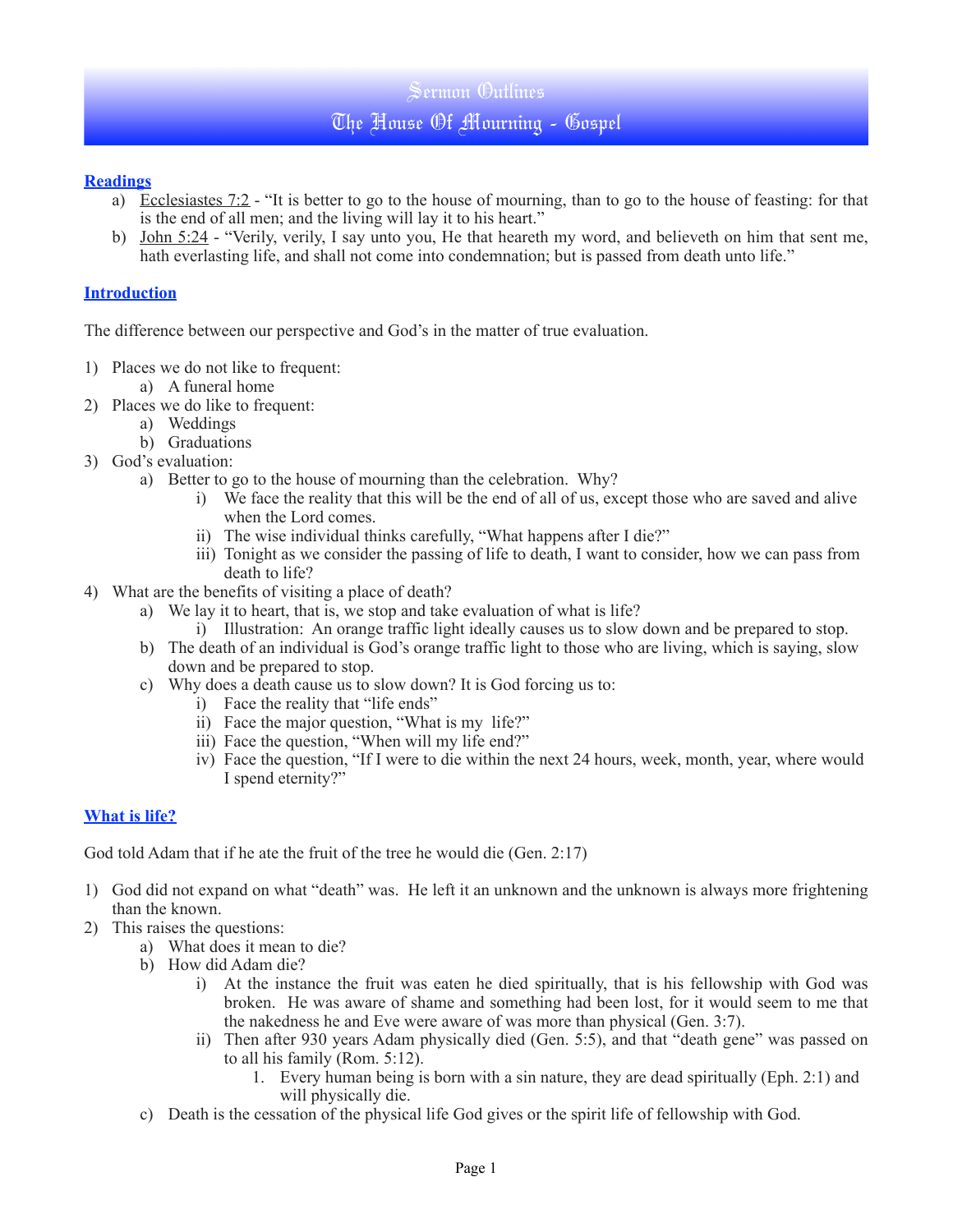# Sermon Outlines
## The House Of Mourning - Gospel

### Readings

a) Ecclesiastes 7:2 - "It is better to go to the house of mourning, than to go to the house of feasting: for that is the end of all men; and the living will lay it to his heart."

b) John 5:24 - "Verily, verily, I say unto you, He that heareth my word, and believeth on him that sent me, hath everlasting life, and shall not come into condemnation; but is passed from death unto life."

### Introduction

The difference between our perspective and God's in the matter of true evaluation.

1) Places we do not like to frequent:
    a) A funeral home
2) Places we do like to frequent:
    a) Weddings
    b) Graduations
3) God's evaluation:
    a) Better to go to the house of mourning than the celebration. Why?
        i) We face the reality that this will be the end of all of us, except those who are saved and alive when the Lord comes.
        ii) The wise individual thinks carefully, "What happens after I die?"
        iii) Tonight as we consider the passing of life to death, I want to consider, how we can pass from death to life?
4) What are the benefits of visiting a place of death?
    a) We lay it to heart, that is, we stop and take evaluation of what is life?
        i) Illustration: An orange traffic light ideally causes us to slow down and be prepared to stop.
    b) The death of an individual is God's orange traffic light to those who are living, which is saying, slow down and be prepared to stop.
    c) Why does a death cause us to slow down? It is God forcing us to:
        i) Face the reality that "life ends"
        ii) Face the major question, "What is my life?"
        iii) Face the question, "When will my life end?"
        iv) Face the question, "If I were to die within the next 24 hours, week, month, year, where would I spend eternity?"

### What is life?

God told Adam that if he ate the fruit of the tree he would die (Gen. 2:17)

1) God did not expand on what "death" was. He left it an unknown and the unknown is always more frightening than the known.
2) This raises the questions:
    a) What does it mean to die?
    b) How did Adam die?
        i) At the instance the fruit was eaten he died spiritually, that is his fellowship with God was broken. He was aware of shame and something had been lost, for it would seem to me that the nakedness he and Eve were aware of was more than physical (Gen. 3:7).
        ii) Then after 930 years Adam physically died (Gen. 5:5), and that "death gene" was passed on to all his family (Rom. 5:12).
            1. Every human being is born with a sin nature, they are dead spiritually (Eph. 2:1) and will physically die.
    c) Death is the cessation of the physical life God gives or the spirit life of fellowship with God.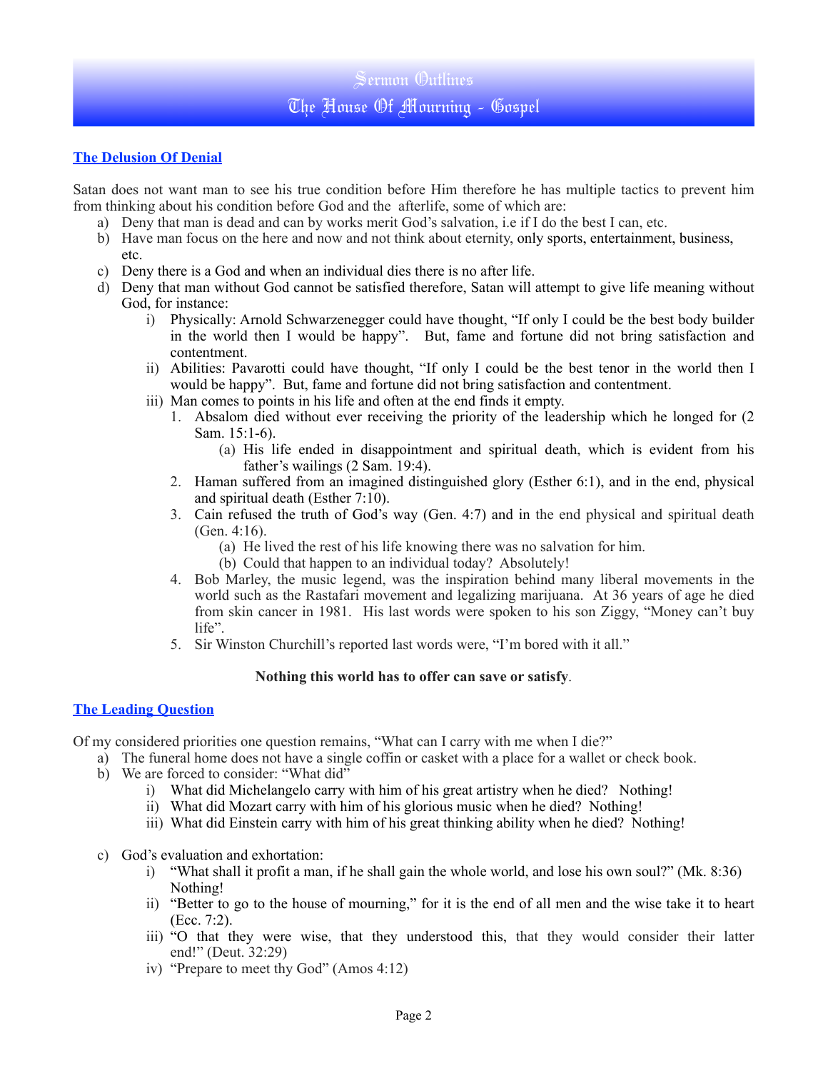# Sermon Outlines

## The House Of Mourning - Gospel

### The Delusion Of Denial

Satan does not want man to see his true condition before Him therefore he has multiple tactics to prevent him from thinking about his condition before God and the afterlife, some of which are:

a) Deny that man is dead and can by works merit God's salvation, i.e if I do the best I can, etc.
b) Have man focus on the here and now and not think about eternity, only sports, entertainment, business, etc.
c) Deny there is a God and when an individual dies there is no after life.
d) Deny that man without God cannot be satisfied therefore, Satan will attempt to give life meaning without God, for instance:
    i) Physically: Arnold Schwarzenegger could have thought, "If only I could be the best body builder in the world then I would be happy". But, fame and fortune did not bring satisfaction and contentment.
    ii) Abilities: Pavarotti could have thought, "If only I could be the best tenor in the world then I would be happy". But, fame and fortune did not bring satisfaction and contentment.
    iii) Man comes to points in his life and often at the end finds it empty.
        1. Absalom died without ever receiving the priority of the leadership which he longed for (2 Sam. 15:1-6).
            (a) His life ended in disappointment and spiritual death, which is evident from his father's wailings (2 Sam. 19:4).
        2. Haman suffered from an imagined distinguished glory (Esther 6:1), and in the end, physical and spiritual death (Esther 7:10).
        3. Cain refused the truth of God's way (Gen. 4:7) and in the end physical and spiritual death (Gen. 4:16).
            (a) He lived the rest of his life knowing there was no salvation for him.
            (b) Could that happen to an individual today? Absolutely!
        4. Bob Marley, the music legend, was the inspiration behind many liberal movements in the world such as the Rastafari movement and legalizing marijuana. At 36 years of age he died from skin cancer in 1981. His last words were spoken to his son Ziggy, "Money can't buy life".
        5. Sir Winston Churchill's reported last words were, "I'm bored with it all."

**Nothing this world has to offer can save or satisfy**.

### The Leading Question

Of my considered priorities one question remains, "What can I carry with me when I die?"

a) The funeral home does not have a single coffin or casket with a place for a wallet or check book.
b) We are forced to consider: "What did"
    i) What did Michelangelo carry with him of his great artistry when he died? Nothing!
    ii) What did Mozart carry with him of his glorious music when he died? Nothing!
    iii) What did Einstein carry with him of his great thinking ability when he died? Nothing!
c) God's evaluation and exhortation:
    i) "What shall it profit a man, if he shall gain the whole world, and lose his own soul?" (Mk. 8:36) Nothing!
    ii) "Better to go to the house of mourning," for it is the end of all men and the wise take it to heart (Ecc. 7:2).
    iii) "O that they were wise, that they understood this, that they would consider their latter end!" (Deut. 32:29)
    iv) "Prepare to meet thy God" (Amos 4:12)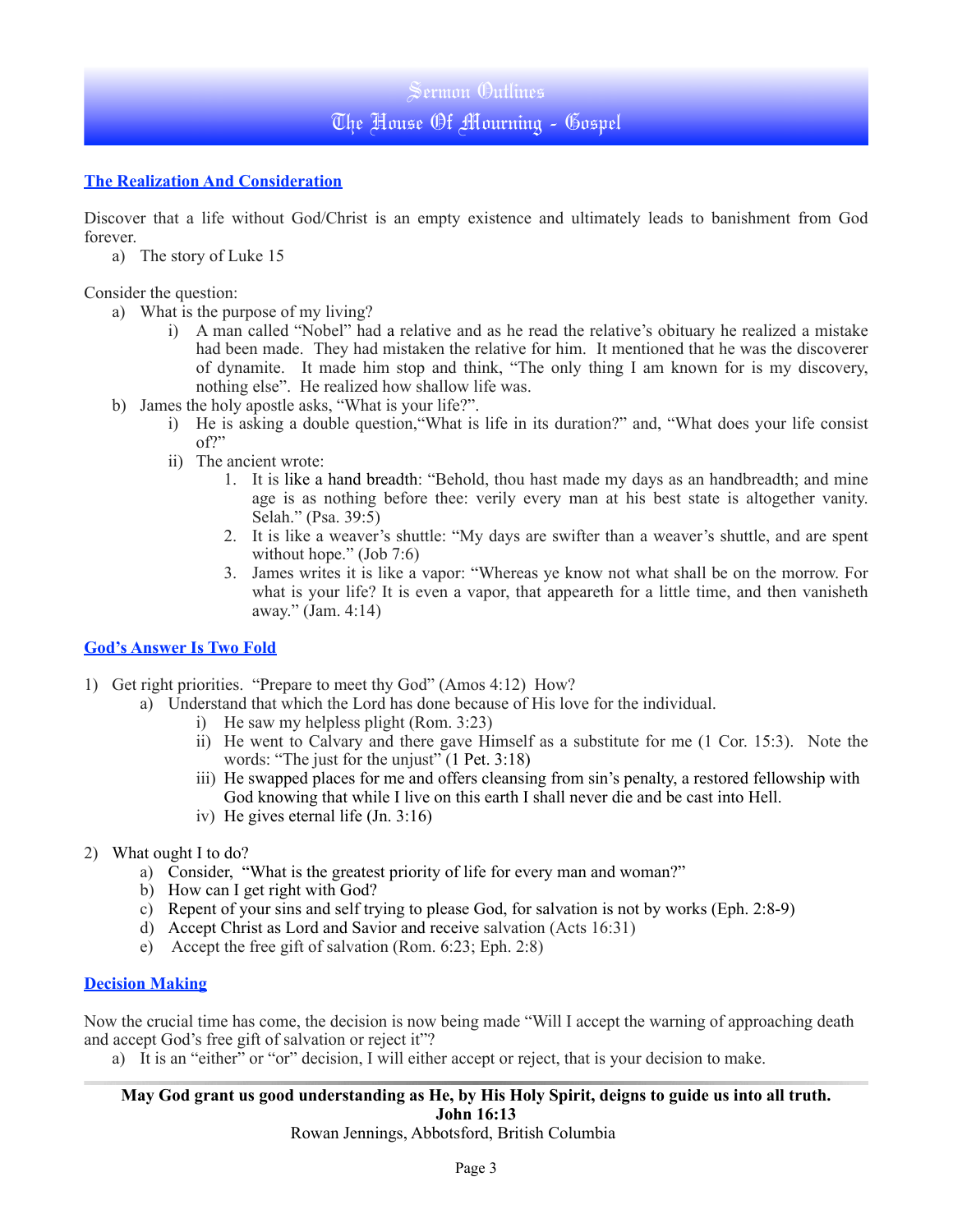# Sermon Outlines

## The House Of Mourning - Gospel

### The Realization And Consideration

Discover that a life without God/Christ is an empty existence and ultimately leads to banishment from God forever.

a) The story of Luke 15

Consider the question:

a) What is the purpose of my living?
   i) A man called "Nobel" had a relative and as he read the relative's obituary he realized a mistake had been made. They had mistaken the relative for him. It mentioned that he was the discoverer of dynamite. It made him stop and think, "The only thing I am known for is my discovery, nothing else". He realized how shallow life was.
b) James the holy apostle asks, "What is your life?".
   i) He is asking a double question,"What is life in its duration?" and, "What does your life consist of?"
   ii) The ancient wrote:
      1. It is like a hand breadth: "Behold, thou hast made my days as an handbreadth; and mine age is as nothing before thee: verily every man at his best state is altogether vanity. Selah." (Psa. 39:5)
      2. It is like a weaver's shuttle: "My days are swifter than a weaver's shuttle, and are spent without hope." (Job 7:6)
      3. James writes it is like a vapor: "Whereas ye know not what shall be on the morrow. For what is your life? It is even a vapor, that appeareth for a little time, and then vanisheth away." (Jam. 4:14)

### God's Answer Is Two Fold

1) Get right priorities. "Prepare to meet thy God" (Amos 4:12) How?
   a) Understand that which the Lord has done because of His love for the individual.
      i) He saw my helpless plight (Rom. 3:23)
      ii) He went to Calvary and there gave Himself as a substitute for me (1 Cor. 15:3). Note the words: "The just for the unjust" (1 Pet. 3:18)
      iii) He swapped places for me and offers cleansing from sin's penalty, a restored fellowship with God knowing that while I live on this earth I shall never die and be cast into Hell.
      iv) He gives eternal life (Jn. 3:16)

2) What ought I to do?
   a) Consider, "What is the greatest priority of life for every man and woman?"
   b) How can I get right with God?
   c) Repent of your sins and self trying to please God, for salvation is not by works (Eph. 2:8-9)
   d) Accept Christ as Lord and Savior and receive salvation (Acts 16:31)
   e) Accept the free gift of salvation (Rom. 6:23; Eph. 2:8)

### Decision Making

Now the crucial time has come, the decision is now being made "Will I accept the warning of approaching death and accept God's free gift of salvation or reject it"?

a) It is an "either" or "or" decision, I will either accept or reject, that is your decision to make.

---

**May God grant us good understanding as He, by His Holy Spirit, deigns to guide us into all truth.**
**John 16:13**
Rowan Jennings, Abbotsford, British Columbia